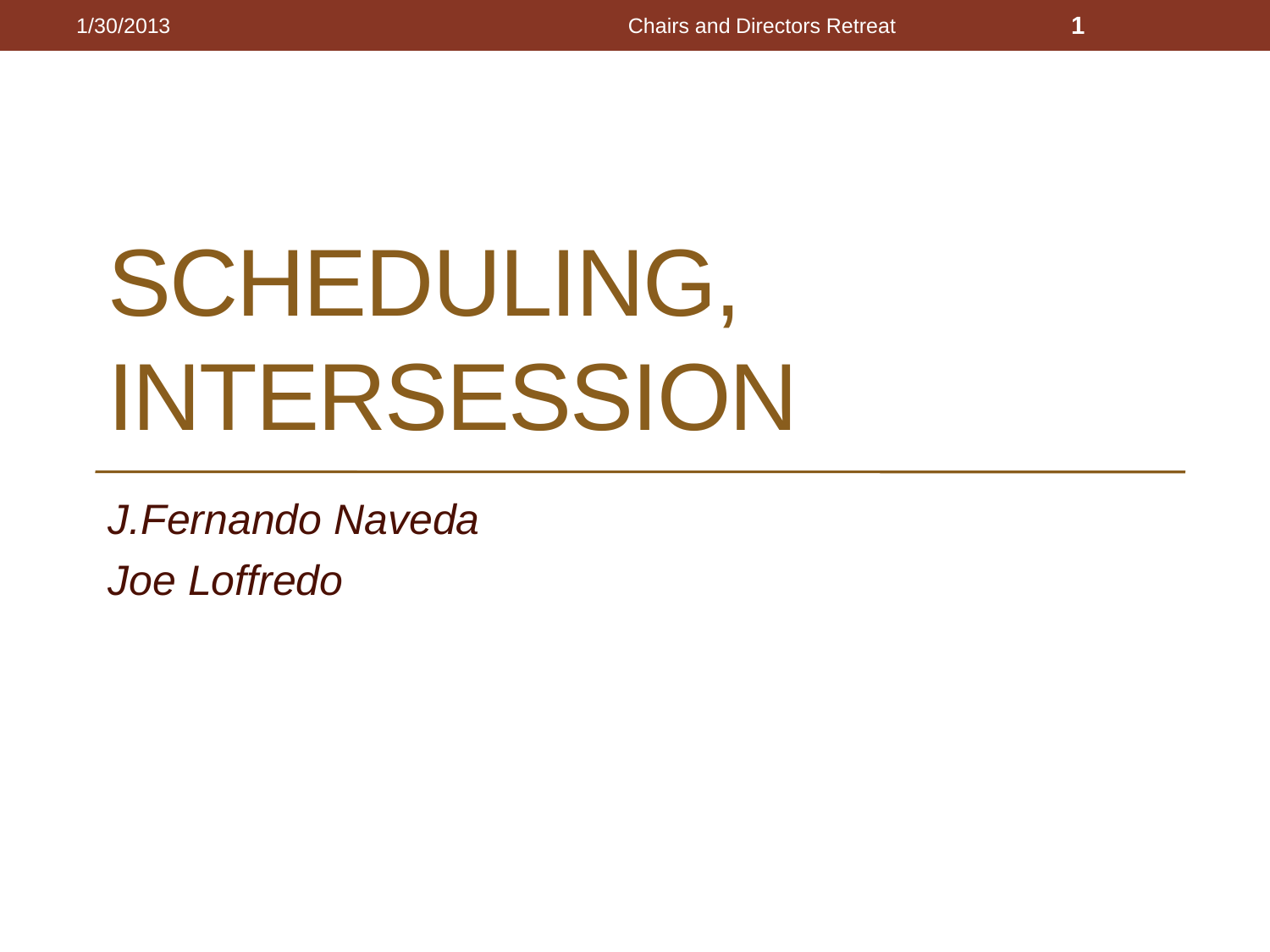# SCHEDULING, INTERSESSION

*J.Fernando Naveda*

*Joe Loffredo*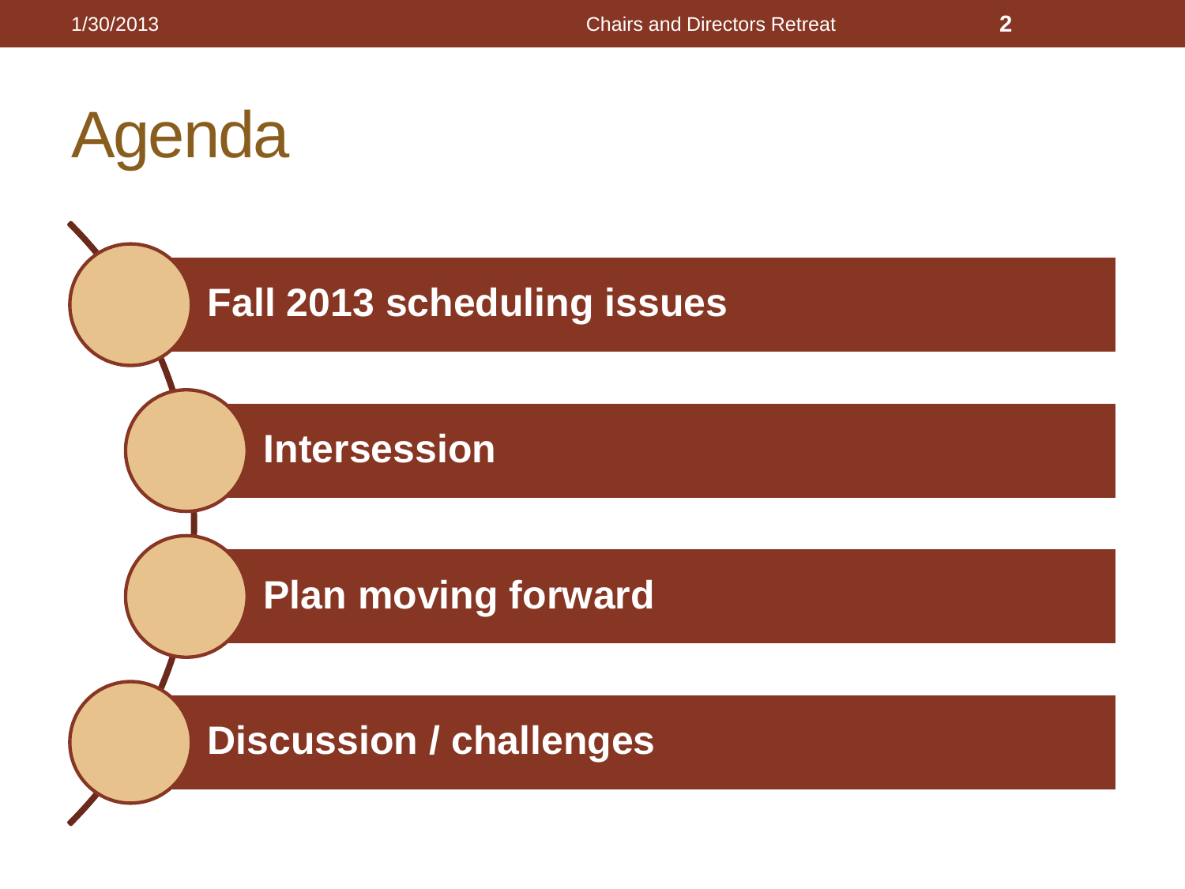# Agenda

- Fall 2013 scheduling issues
- Intersession
- Plan moving forward
- Discussion / challenges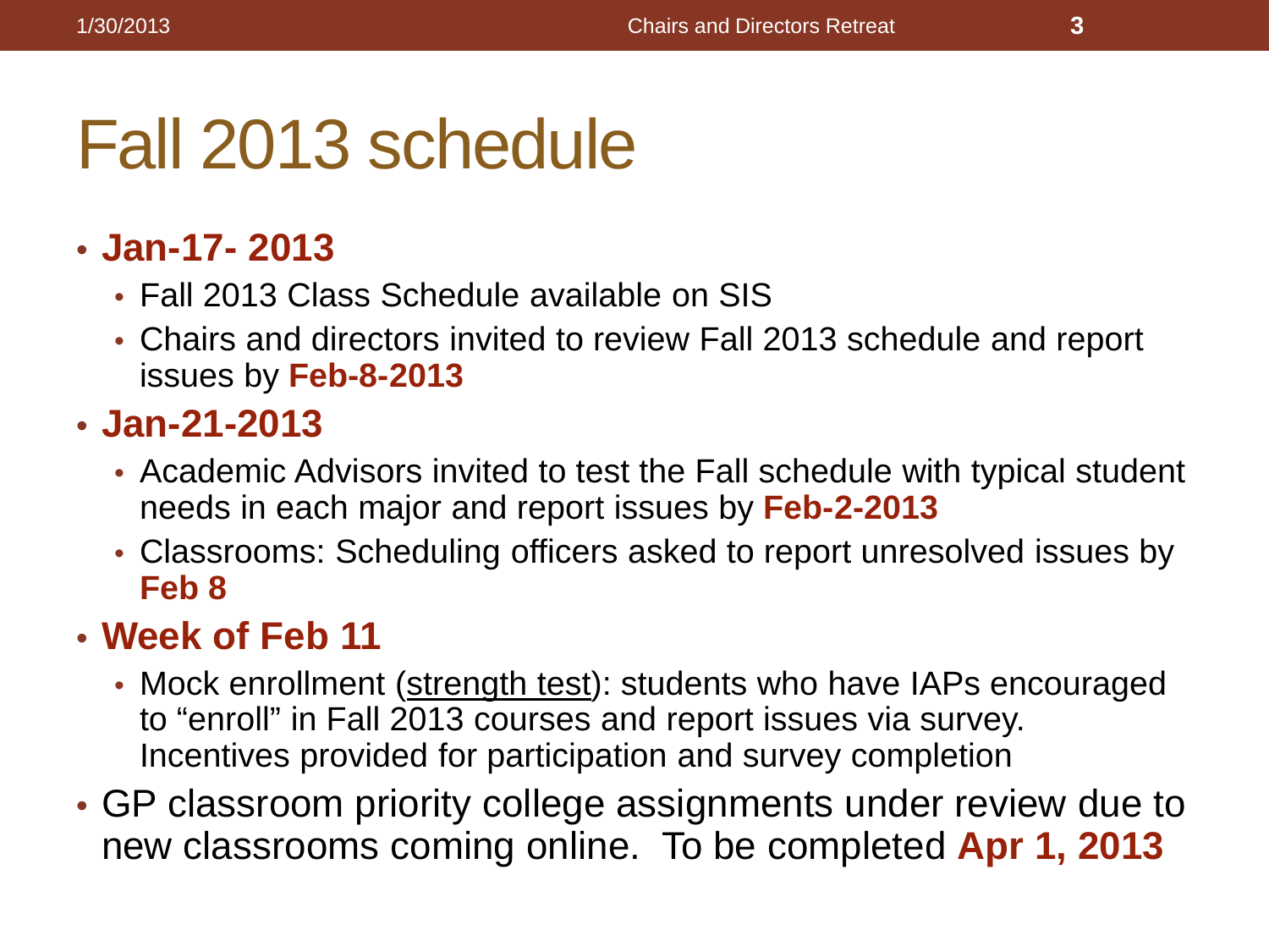# Fall 2013 schedule

- **Jan-17- 2013**
  - Fall 2013 Class Schedule available on SIS
  - Chairs and directors invited to review Fall 2013 schedule and report issues by **Feb-8-2013**
- **Jan-21-2013**
  - Academic Advisors invited to test the Fall schedule with typical student needs in each major and report issues by **Feb-2-2013**
  - Classrooms: Scheduling officers asked to report unresolved issues by **Feb 8**
- **Week of Feb 11**
  - Mock enrollment (<u>strength test</u>): students who have IAPs encouraged to "enroll" in Fall 2013 courses and report issues via survey. Incentives provided for participation and survey completion
- GP classroom priority college assignments under review due to new classrooms coming online. To be completed **Apr 1, 2013**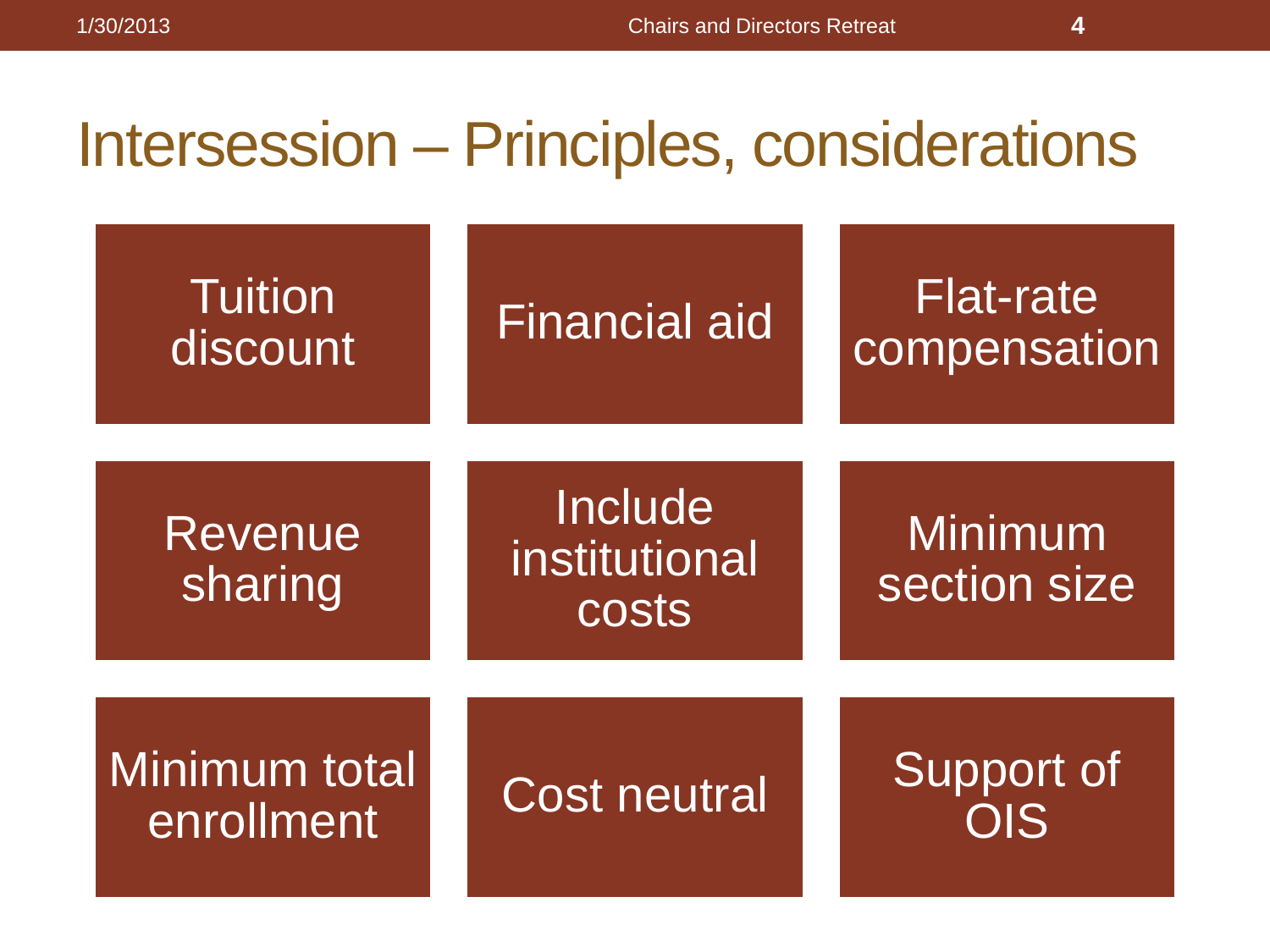# Intersession – Principles, considerations

- Tuition discount
- Financial aid
- Flat-rate compensation
- Revenue sharing
- Include institutional costs
- Minimum section size
- Minimum total enrollment
- Cost neutral
- Support of OIS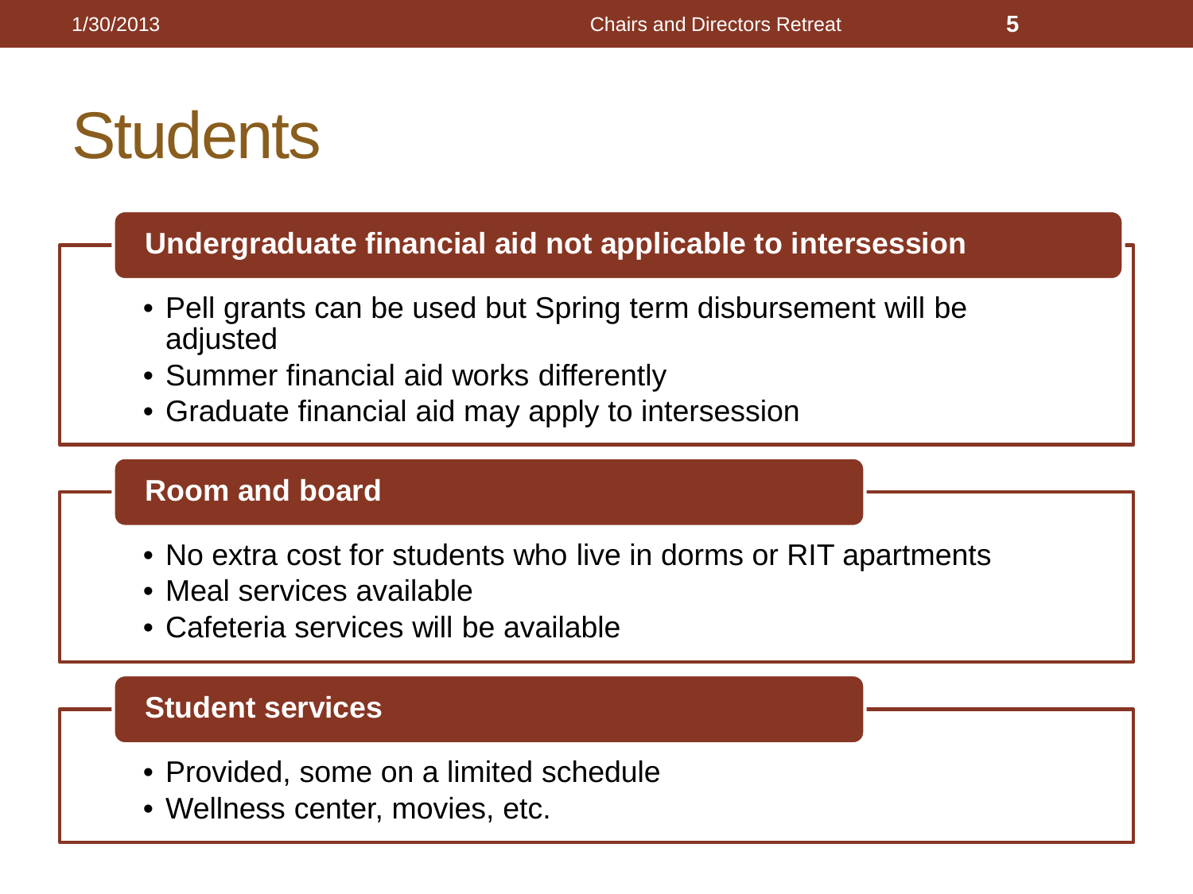# Students

## Undergraduate financial aid not applicable to intersession

- Pell grants can be used but Spring term disbursement will be adjusted
- Summer financial aid works differently
- Graduate financial aid may apply to intersession

## Room and board

- No extra cost for students who live in dorms or RIT apartments
- Meal services available
- Cafeteria services will be available

## Student services

- Provided, some on a limited schedule
- Wellness center, movies, etc.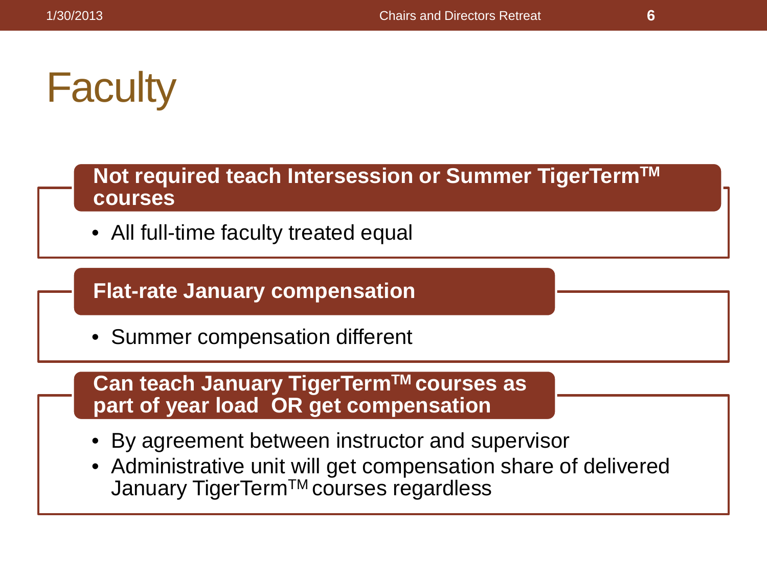# Faculty

**Not required teach Intersession or Summer TigerTerm™ courses**

- All full-time faculty treated equal

**Flat-rate January compensation**

- Summer compensation different

**Can teach January TigerTerm™ courses as part of year load OR get compensation**

- By agreement between instructor and supervisor
- Administrative unit will get compensation share of delivered January TigerTerm™ courses regardless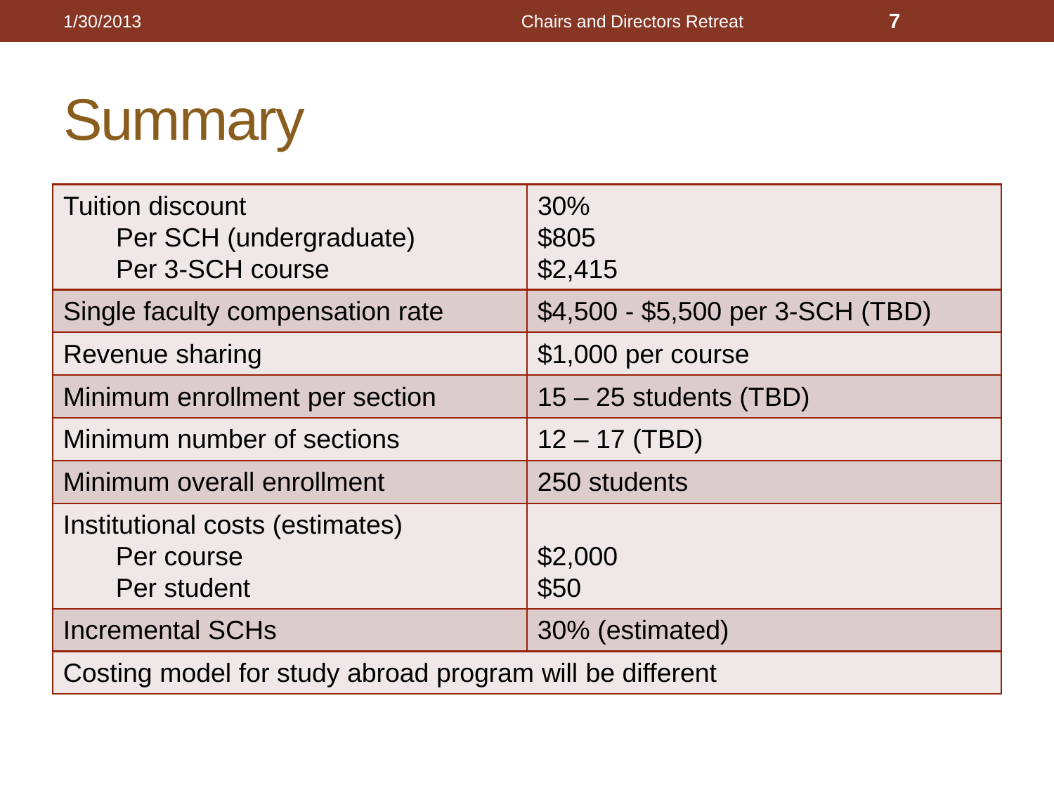# Summary

| | |
|---|---|
| Tuition discount<br>Per SCH (undergraduate)<br>Per 3-SCH course | 30%<br>$805<br>$2,415 |
| Single faculty compensation rate | $4,500 - $5,500 per 3-SCH (TBD) |
| Revenue sharing | $1,000 per course |
| Minimum enrollment per section | 15 – 25 students (TBD) |
| Minimum number of sections | 12 – 17 (TBD) |
| Minimum overall enrollment | 250 students |
| Institutional costs (estimates)<br>Per course<br>Per student | <br>$2,000<br>$50 |
| Incremental SCHs | 30% (estimated) |
| Costing model for study abroad program will be different | |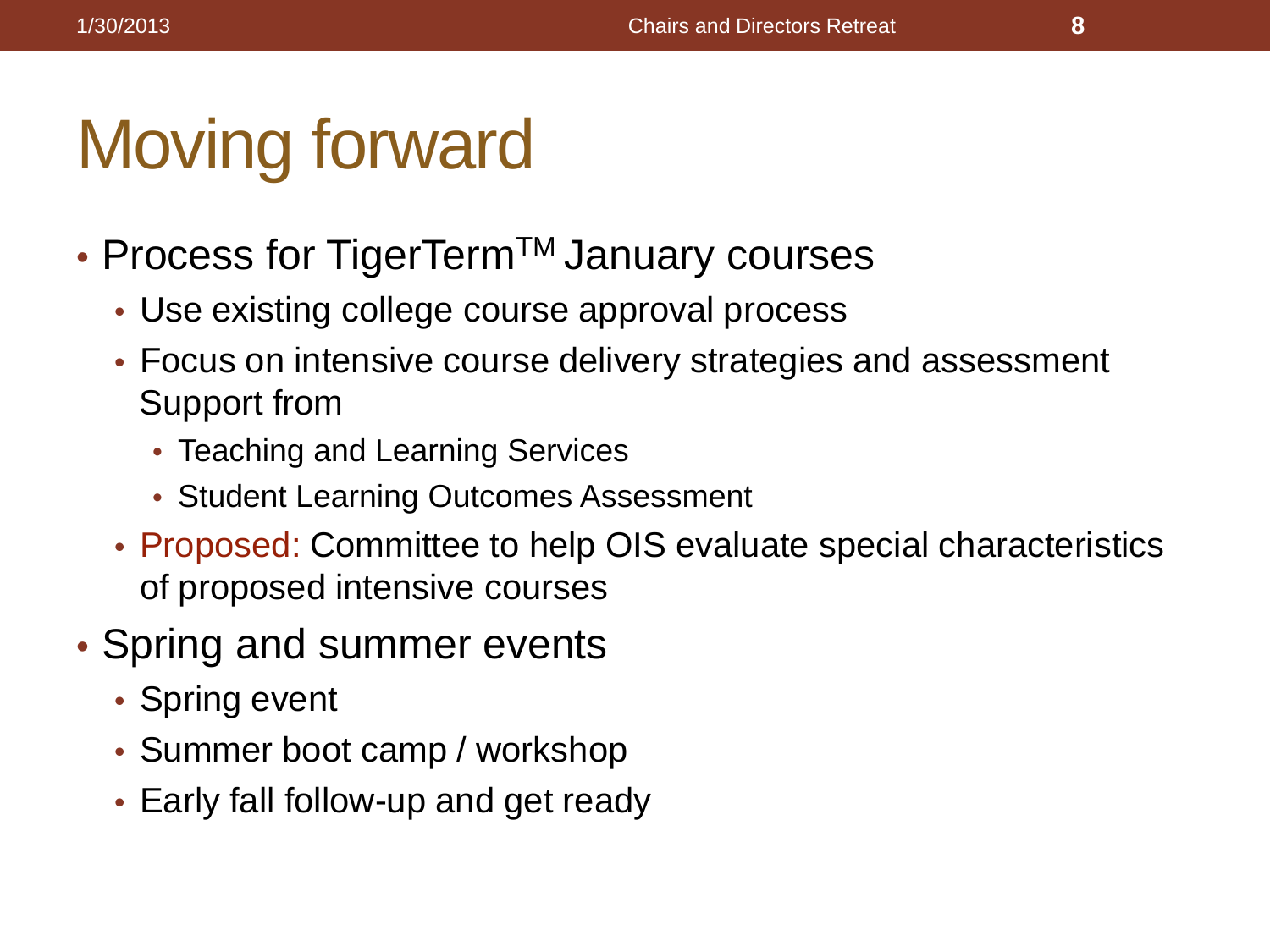# Moving forward

- Process for TigerTerm™ January courses
  - Use existing college course approval process
  - Focus on intensive course delivery strategies and assessment Support from
    - Teaching and Learning Services
    - Student Learning Outcomes Assessment
  - Proposed: Committee to help OIS evaluate special characteristics of proposed intensive courses
- Spring and summer events
  - Spring event
  - Summer boot camp / workshop
  - Early fall follow-up and get ready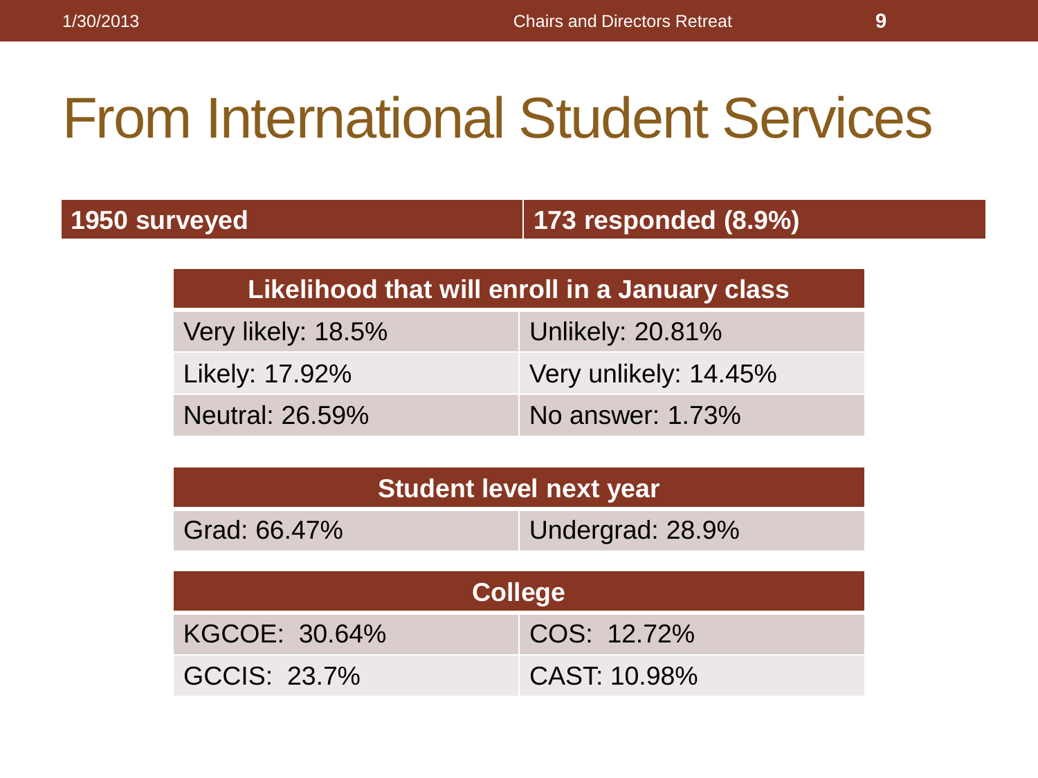# From International Student Services

| 1950 surveyed | 173 responded (8.9%) |
|---|---|

| Likelihood that will enroll in a January class | |
|---|---|
| Very likely: 18.5% | Unlikely: 20.81% |
| Likely: 17.92% | Very unlikely: 14.45% |
| Neutral: 26.59% | No answer: 1.73% |

| Student level next year | |
|---|---|
| Grad: 66.47% | Undergrad: 28.9% |

| College | |
|---|---|
| KGCOE: 30.64% | COS: 12.72% |
| GCCIS: 23.7% | CAST: 10.98% |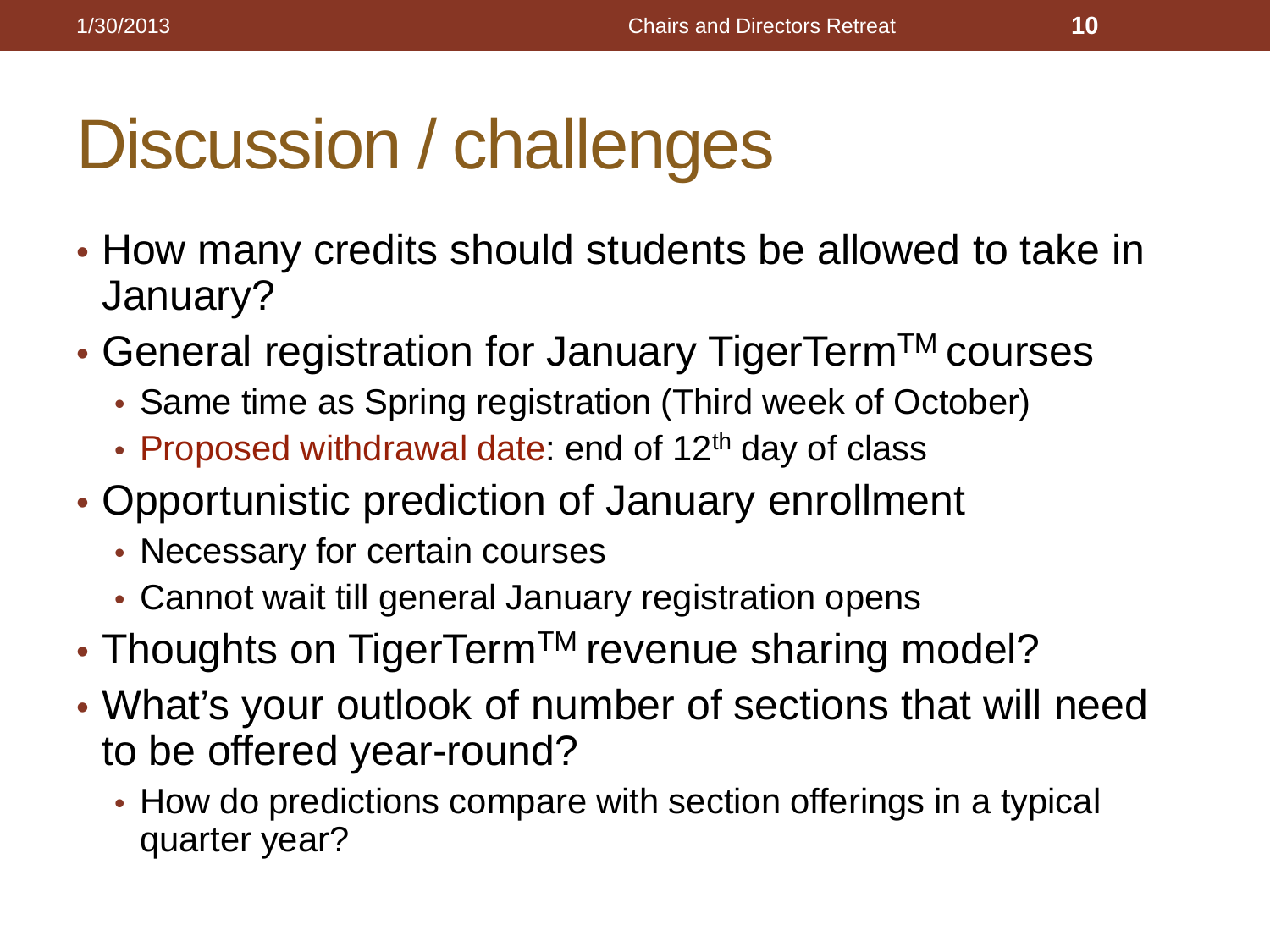# Discussion / challenges

- How many credits should students be allowed to take in January?
- General registration for January TigerTerm™ courses
  - Same time as Spring registration (Third week of October)
  - Proposed withdrawal date: end of 12th day of class
- Opportunistic prediction of January enrollment
  - Necessary for certain courses
  - Cannot wait till general January registration opens
- Thoughts on TigerTerm™ revenue sharing model?
- What's your outlook of number of sections that will need to be offered year-round?
  - How do predictions compare with section offerings in a typical quarter year?